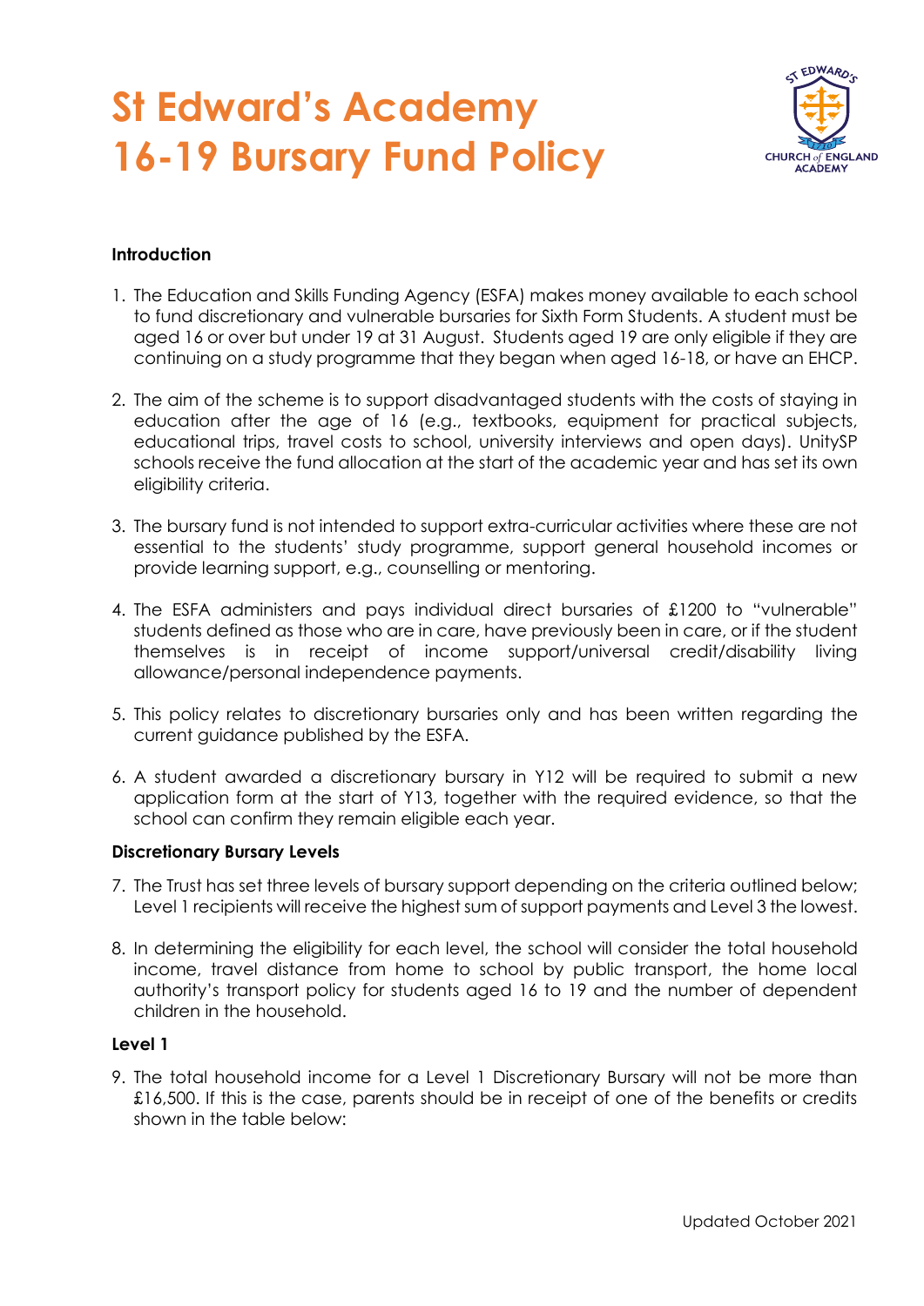# St Edward's Academy 16-19 Bursary Fund Policy

**Introduction**

1. The Education and Skills Funding Agency (ESFA) makes money available to each school to fund discretionary and vulnerable bursaries for Sixth Form Students. A student must be aged 16 or over but under 19 at 31 August. Students aged 19 are only eligible if they are continuing on a study programme that they began when aged 16-18, or have an EHCP.

2. The aim of the scheme is to support disadvantaged students with the costs of staying in education after the age of 16 (e.g., textbooks, equipment for practical subjects, educational trips, travel costs to school, university interviews and open days). UnitySP schools receive the fund allocation at the start of the academic year and has set its own eligibility criteria.

3. The bursary fund is not intended to support extra-curricular activities where these are not essential to the students' study programme, support general household incomes or provide learning support, e.g., counselling or mentoring.

4. The ESFA administers and pays individual direct bursaries of £1200 to "vulnerable" students defined as those who are in care, have previously been in care, or if the student themselves is in receipt of income support/universal credit/disability living allowance/personal independence payments.

5. This policy relates to discretionary bursaries only and has been written regarding the current guidance published by the ESFA.

6. A student awarded a discretionary bursary in Y12 will be required to submit a new application form at the start of Y13, together with the required evidence, so that the school can confirm they remain eligible each year.

**Discretionary Bursary Levels**

7. The Trust has set three levels of bursary support depending on the criteria outlined below; Level 1 recipients will receive the highest sum of support payments and Level 3 the lowest.

8. In determining the eligibility for each level, the school will consider the total household income, travel distance from home to school by public transport, the home local authority's transport policy for students aged 16 to 19 and the number of dependent children in the household.

**Level 1**

9. The total household income for a Level 1 Discretionary Bursary will not be more than £16,500. If this is the case, parents should be in receipt of one of the benefits or credits shown in the table below: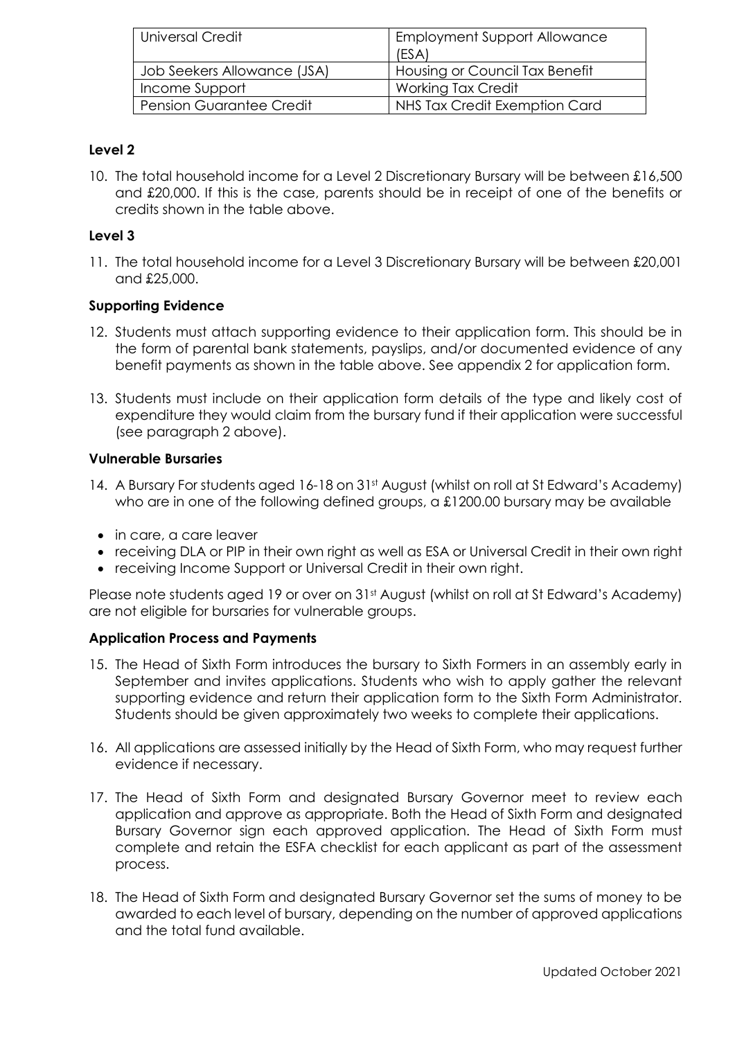| Universal Credit | Employment Support Allowance (ESA) |
|---|---|
| Job Seekers Allowance (JSA) | Housing or Council Tax Benefit |
| Income Support | Working Tax Credit |
| Pension Guarantee Credit | NHS Tax Credit Exemption Card |

**Level 2**

10. The total household income for a Level 2 Discretionary Bursary will be between £16,500 and £20,000. If this is the case, parents should be in receipt of one of the benefits or credits shown in the table above.

**Level 3**

11. The total household income for a Level 3 Discretionary Bursary will be between £20,001 and £25,000.

**Supporting Evidence**

12. Students must attach supporting evidence to their application form. This should be in the form of parental bank statements, payslips, and/or documented evidence of any benefit payments as shown in the table above. See appendix 2 for application form.

13. Students must include on their application form details of the type and likely cost of expenditure they would claim from the bursary fund if their application were successful (see paragraph 2 above).

**Vulnerable Bursaries**

14. A Bursary For students aged 16-18 on 31st August (whilst on roll at St Edward's Academy) who are in one of the following defined groups, a £1200.00 bursary may be available

- in care, a care leaver
- receiving DLA or PIP in their own right as well as ESA or Universal Credit in their own right
- receiving Income Support or Universal Credit in their own right.

Please note students aged 19 or over on 31st August (whilst on roll at St Edward's Academy) are not eligible for bursaries for vulnerable groups.

**Application Process and Payments**

15. The Head of Sixth Form introduces the bursary to Sixth Formers in an assembly early in September and invites applications. Students who wish to apply gather the relevant supporting evidence and return their application form to the Sixth Form Administrator. Students should be given approximately two weeks to complete their applications.

16. All applications are assessed initially by the Head of Sixth Form, who may request further evidence if necessary.

17. The Head of Sixth Form and designated Bursary Governor meet to review each application and approve as appropriate. Both the Head of Sixth Form and designated Bursary Governor sign each approved application. The Head of Sixth Form must complete and retain the ESFA checklist for each applicant as part of the assessment process.

18. The Head of Sixth Form and designated Bursary Governor set the sums of money to be awarded to each level of bursary, depending on the number of approved applications and the total fund available.

Updated October 2021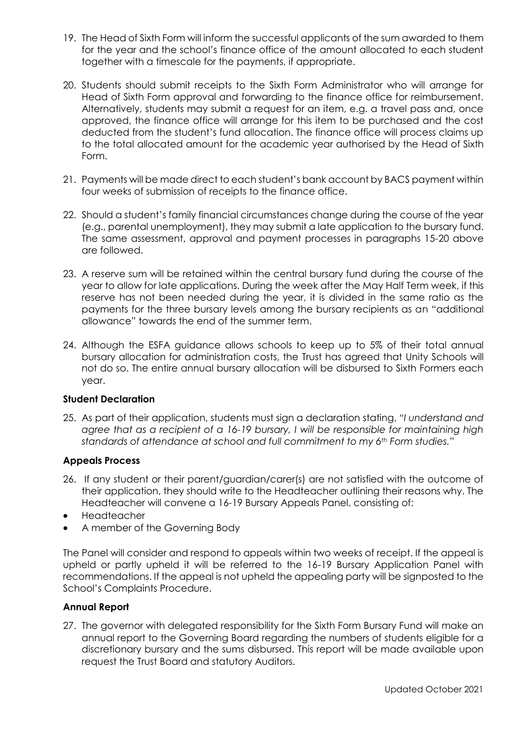19. The Head of Sixth Form will inform the successful applicants of the sum awarded to them for the year and the school's finance office of the amount allocated to each student together with a timescale for the payments, if appropriate.

20. Students should submit receipts to the Sixth Form Administrator who will arrange for Head of Sixth Form approval and forwarding to the finance office for reimbursement. Alternatively, students may submit a request for an item, e.g. a travel pass and, once approved, the finance office will arrange for this item to be purchased and the cost deducted from the student's fund allocation. The finance office will process claims up to the total allocated amount for the academic year authorised by the Head of Sixth Form.

21. Payments will be made direct to each student's bank account by BACS payment within four weeks of submission of receipts to the finance office.

22. Should a student's family financial circumstances change during the course of the year (e.g., parental unemployment), they may submit a late application to the bursary fund. The same assessment, approval and payment processes in paragraphs 15-20 above are followed.

23. A reserve sum will be retained within the central bursary fund during the course of the year to allow for late applications. During the week after the May Half Term week, if this reserve has not been needed during the year, it is divided in the same ratio as the payments for the three bursary levels among the bursary recipients as an "additional allowance" towards the end of the summer term.

24. Although the ESFA guidance allows schools to keep up to 5% of their total annual bursary allocation for administration costs, the Trust has agreed that Unity Schools will not do so. The entire annual bursary allocation will be disbursed to Sixth Formers each year.

**Student Declaration**

25. As part of their application, students must sign a declaration stating, *"I understand and agree that as a recipient of a 16-19 bursary, I will be responsible for maintaining high standards of attendance at school and full commitment to my 6th Form studies."*

**Appeals Process**

26. If any student or their parent/guardian/carer(s) are not satisfied with the outcome of their application, they should write to the Headteacher outlining their reasons why. The Headteacher will convene a 16-19 Bursary Appeals Panel, consisting of:

- Headteacher
- A member of the Governing Body

The Panel will consider and respond to appeals within two weeks of receipt. If the appeal is upheld or partly upheld it will be referred to the 16-19 Bursary Application Panel with recommendations. If the appeal is not upheld the appealing party will be signposted to the School's Complaints Procedure.

**Annual Report**

27. The governor with delegated responsibility for the Sixth Form Bursary Fund will make an annual report to the Governing Board regarding the numbers of students eligible for a discretionary bursary and the sums disbursed. This report will be made available upon request the Trust Board and statutory Auditors.

Updated October 2021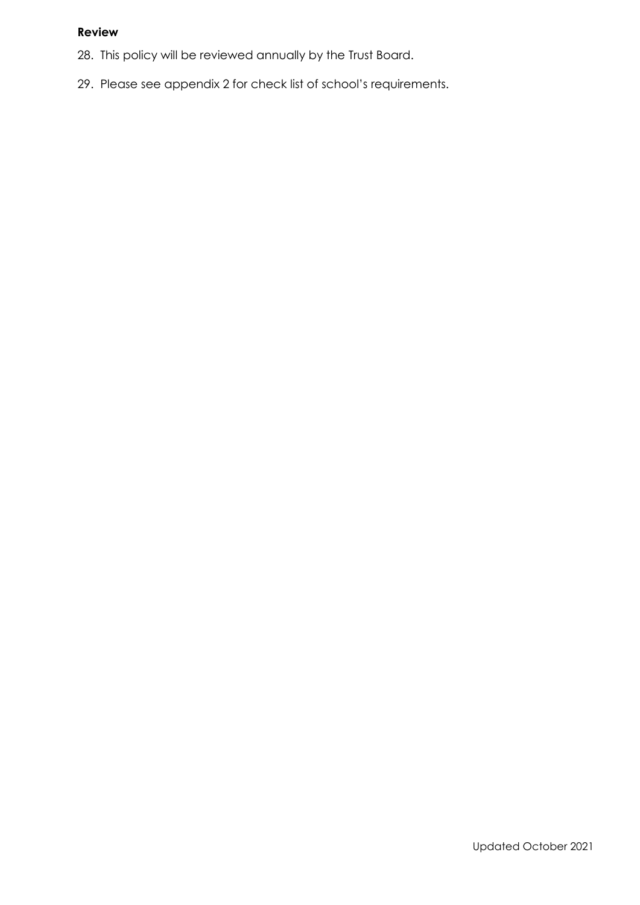**Review**

28. This policy will be reviewed annually by the Trust Board.
29. Please see appendix 2 for check list of school's requirements.

Updated October 2021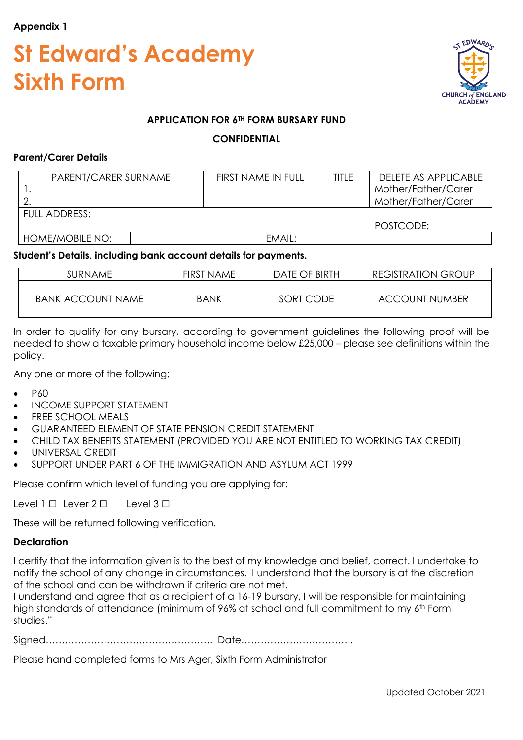**Appendix 1**

# St Edward's Academy Sixth Form

**APPLICATION FOR 6TH FORM BURSARY FUND**

**CONFIDENTIAL**

**Parent/Carer Details**

| PARENT/CARER SURNAME | FIRST NAME IN FULL | TITLE | DELETE AS APPLICABLE |
|---|---|---|---|
| 1. | | | Mother/Father/Carer |
| 2. | | | Mother/Father/Carer |
| FULL ADDRESS: | | | |
| | | | POSTCODE: |
| HOME/MOBILE NO: | | EMAIL: | |

**Student's Details, including bank account details for payments.**

| SURNAME | FIRST NAME | DATE OF BIRTH | REGISTRATION GROUP |
|---|---|---|---|
| | | | |
| BANK ACCOUNT NAME | BANK | SORT CODE | ACCOUNT NUMBER |
| | | | |

In order to qualify for any bursary, according to government guidelines the following proof will be needed to show a taxable primary household income below £25,000 – please see definitions within the policy.

Any one or more of the following:

- P60
- INCOME SUPPORT STATEMENT
- FREE SCHOOL MEALS
- GUARANTEED ELEMENT OF STATE PENSION CREDIT STATEMENT
- CHILD TAX BENEFITS STATEMENT (PROVIDED YOU ARE NOT ENTITLED TO WORKING TAX CREDIT)
- UNIVERSAL CREDIT
- SUPPORT UNDER PART 6 OF THE IMMIGRATION AND ASYLUM ACT 1999

Please confirm which level of funding you are applying for:

Level 1 ☐ Lever 2 ☐ Level 3 ☐

These will be returned following verification.

**Declaration**

I certify that the information given is to the best of my knowledge and belief, correct. I undertake to notify the school of any change in circumstances. I understand that the bursary is at the discretion of the school and can be withdrawn if criteria are not met.
I understand and agree that as a recipient of a 16-19 bursary, I will be responsible for maintaining high standards of attendance (minimum of 96% at school and full commitment to my 6th Form studies."

Signed…………………………………………… Date……………………………..

Please hand completed forms to Mrs Ager, Sixth Form Administrator

Updated October 2021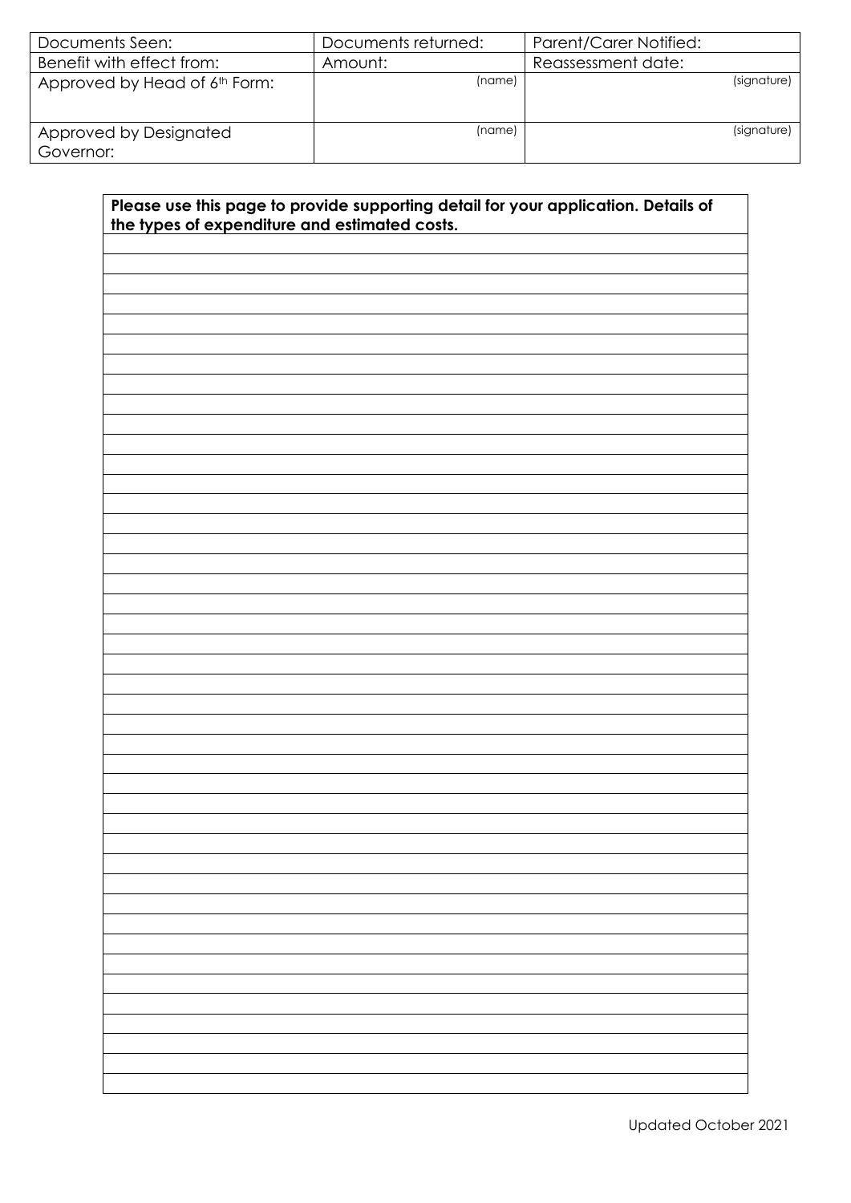| Documents Seen: | Documents returned: | Parent/Carer Notified: |
| --- | --- | --- |
| Benefit with effect from: | Amount: | Reassessment date: |
| Approved by Head of 6th Form: | (name) | (signature) |
| Approved by Designated Governor: | (name) | (signature) |

| **Please use this page to provide supporting detail for your application. Details of the types of expenditure and estimated costs.** |
| --- |
| |
| |
| |
| |
| |
| |
| |
| |
| |
| |
| |
| |
| |
| |
| |
| |
| |
| |
| |
| |
| |
| |
| |
| |
| |
| |
| |
| |
| |
| |
| |
| |
| |
| |
| |
| |
| |
| |
| |
| |
| |
| |
| |
| |
| |

Updated October 2021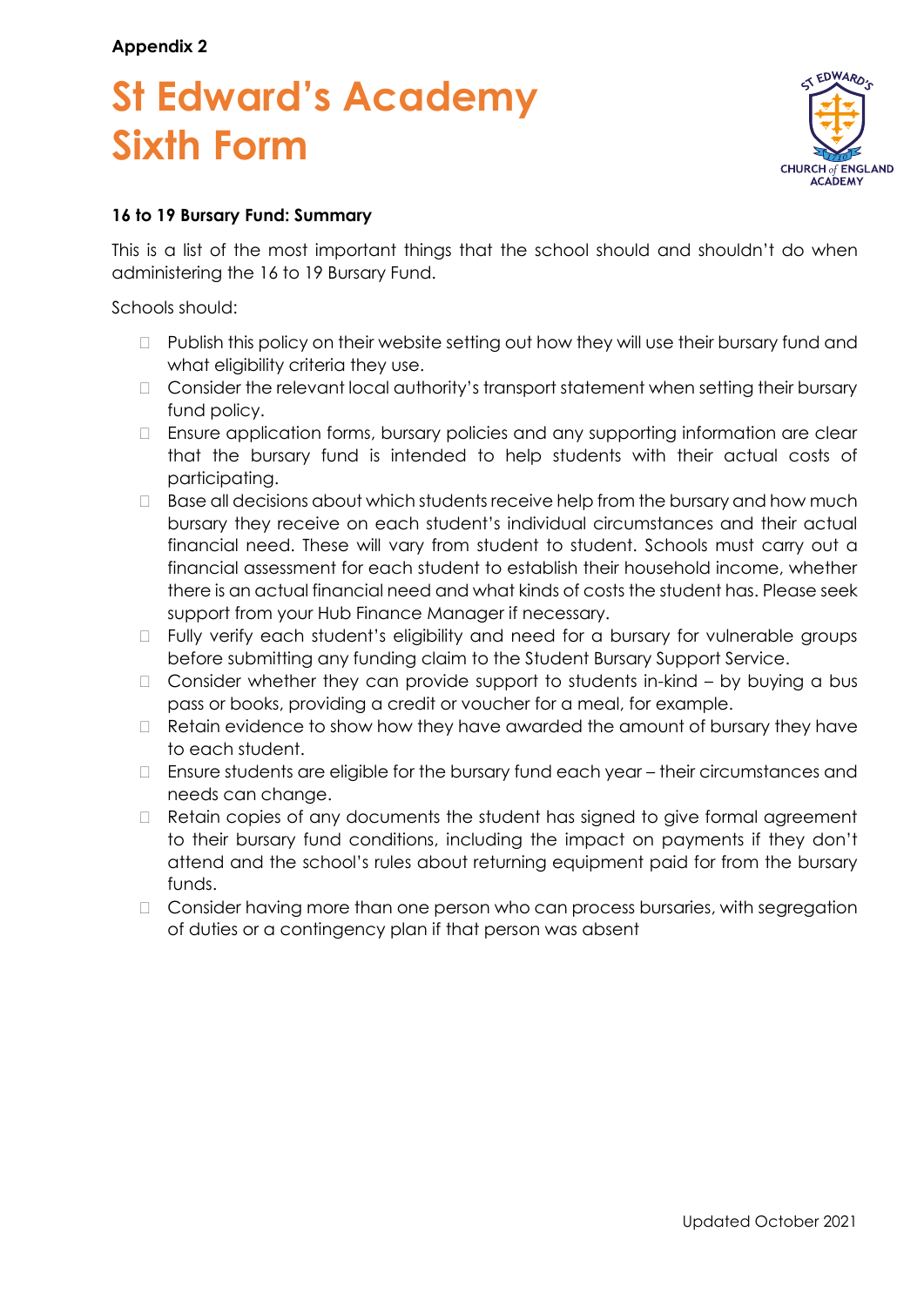**Appendix 2**

# St Edward's Academy Sixth Form

**16 to 19 Bursary Fund: Summary**

This is a list of the most important things that the school should and shouldn't do when administering the 16 to 19 Bursary Fund.

Schools should:

- Publish this policy on their website setting out how they will use their bursary fund and what eligibility criteria they use.
- Consider the relevant local authority's transport statement when setting their bursary fund policy.
- Ensure application forms, bursary policies and any supporting information are clear that the bursary fund is intended to help students with their actual costs of participating.
- Base all decisions about which students receive help from the bursary and how much bursary they receive on each student's individual circumstances and their actual financial need. These will vary from student to student. Schools must carry out a financial assessment for each student to establish their household income, whether there is an actual financial need and what kinds of costs the student has. Please seek support from your Hub Finance Manager if necessary.
- Fully verify each student's eligibility and need for a bursary for vulnerable groups before submitting any funding claim to the Student Bursary Support Service.
- Consider whether they can provide support to students in-kind – by buying a bus pass or books, providing a credit or voucher for a meal, for example.
- Retain evidence to show how they have awarded the amount of bursary they have to each student.
- Ensure students are eligible for the bursary fund each year – their circumstances and needs can change.
- Retain copies of any documents the student has signed to give formal agreement to their bursary fund conditions, including the impact on payments if they don't attend and the school's rules about returning equipment paid for from the bursary funds.
- Consider having more than one person who can process bursaries, with segregation of duties or a contingency plan if that person was absent

Updated October 2021